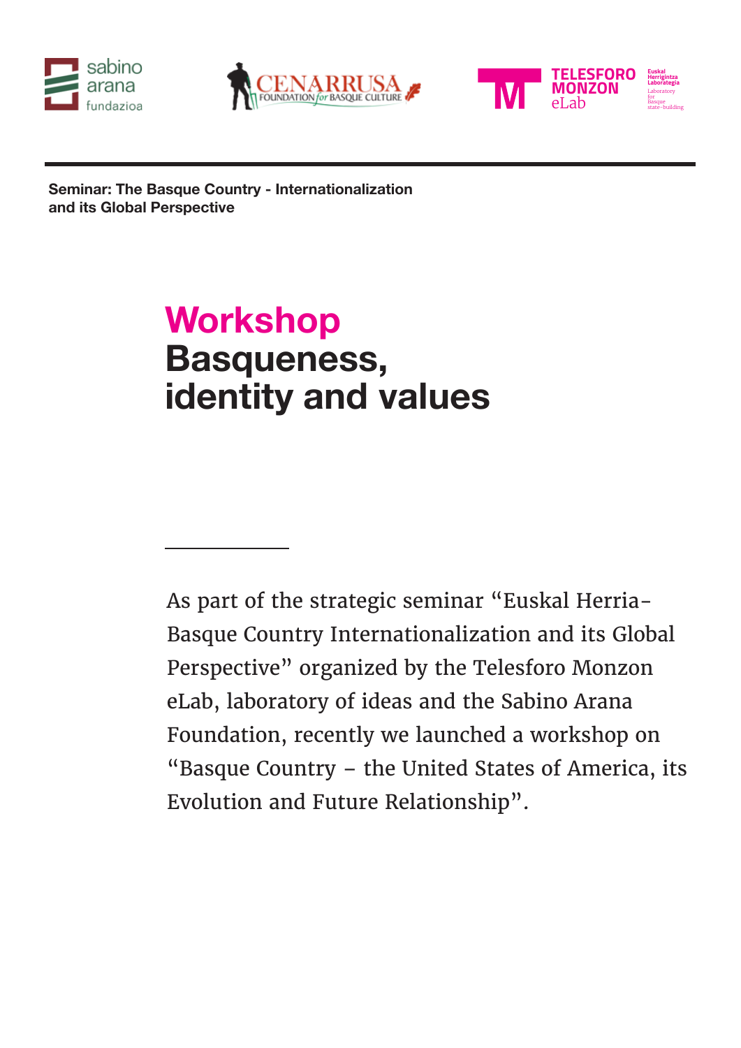**Seminar: The Basque Country - Internationalization and its Global Perspective**

# Workshop
# Basqueness, identity and values

As part of the strategic seminar “Euskal Herria-Basque Country Internationalization and its Global Perspective” organized by the Telesforo Monzon eLab, laboratory of ideas and the Sabino Arana Foundation, recently we launched a workshop on “Basque Country – the United States of America, its Evolution and Future Relationship”.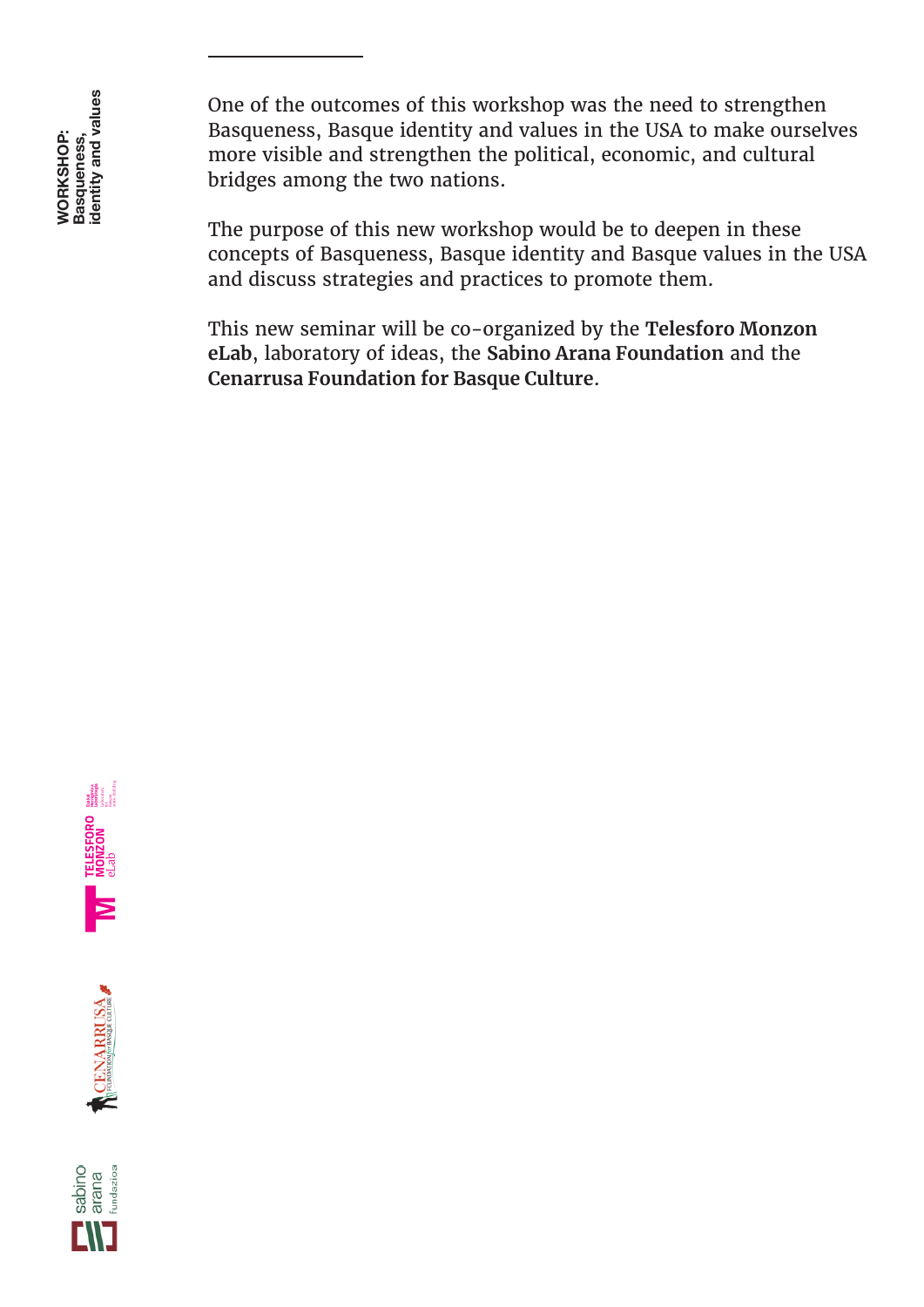One of the outcomes of this workshop was the need to strengthen Basqueness, Basque identity and values in the USA to make ourselves more visible and strengthen the political, economic, and cultural bridges among the two nations.

The purpose of this new workshop would be to deepen in these concepts of Basqueness, Basque identity and Basque values in the USA and discuss strategies and practices to promote them.

This new seminar will be co-organized by the **Telesforo Monzon eLab**, laboratory of ideas, the **Sabino Arana Foundation** and the **Cenarrusa Foundation for Basque Culture**.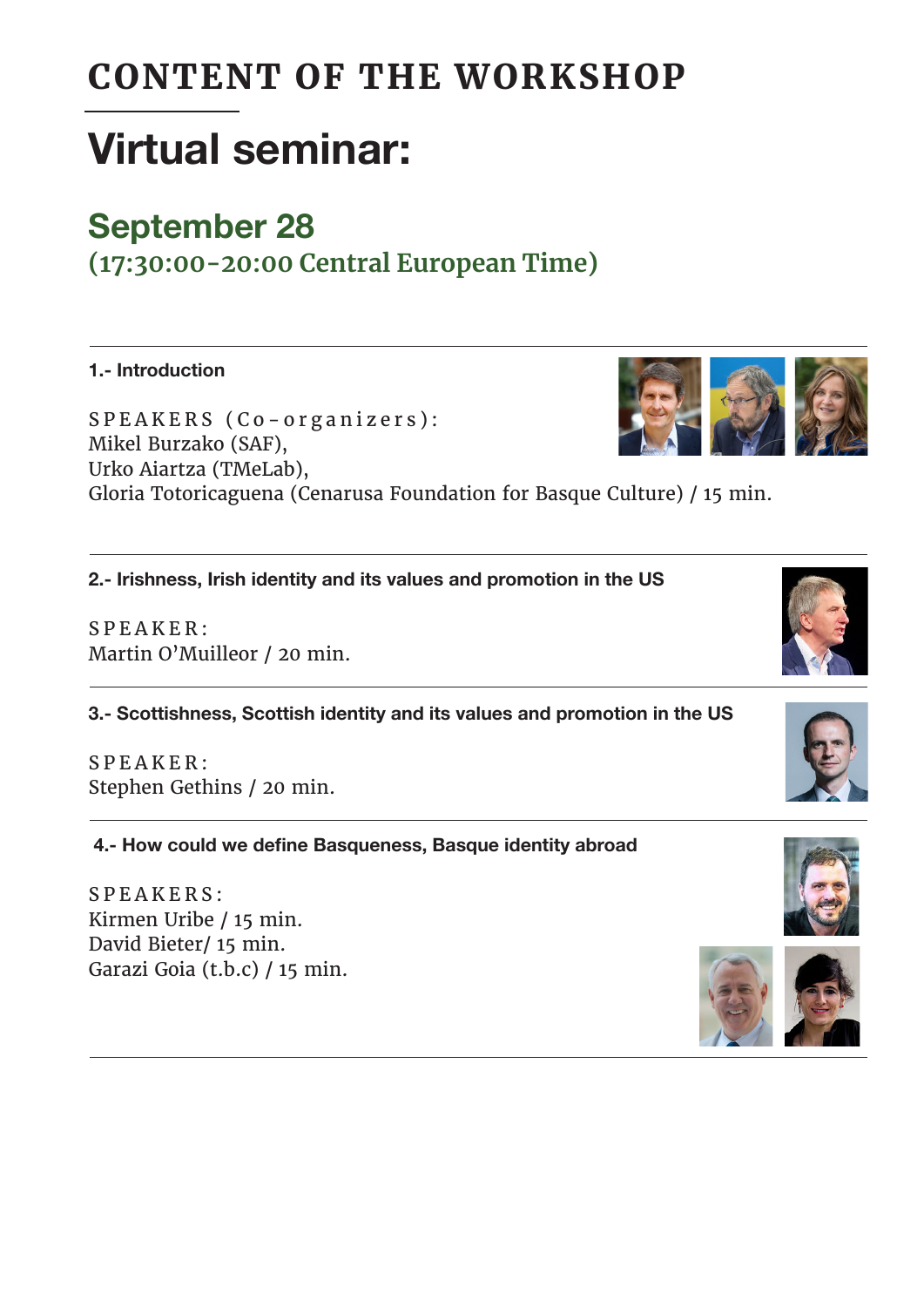# CONTENT OF THE WORKSHOP

## Virtual seminar:

### September 28
**(17:30:00-20:00 Central European Time)**

---

**1.- Introduction**

SPEAKERS (Co-organizers):
Mikel Burzako (SAF),
Urko Aiartza (TMeLab),
Gloria Totoricaguena (Cenarusa Foundation for Basque Culture) / 15 min.

---

**2.- Irishness, Irish identity and its values and promotion in the US**

SPEAKER:
Martin O'Muilleor / 20 min.

---

**3.- Scottishness, Scottish identity and its values and promotion in the US**

SPEAKER:
Stephen Gethins / 20 min.

---

**4.- How could we define Basqueness, Basque identity abroad**

SPEAKERS:
Kirmen Uribe / 15 min.
David Bieter/ 15 min.
Garazi Goia (t.b.c) / 15 min.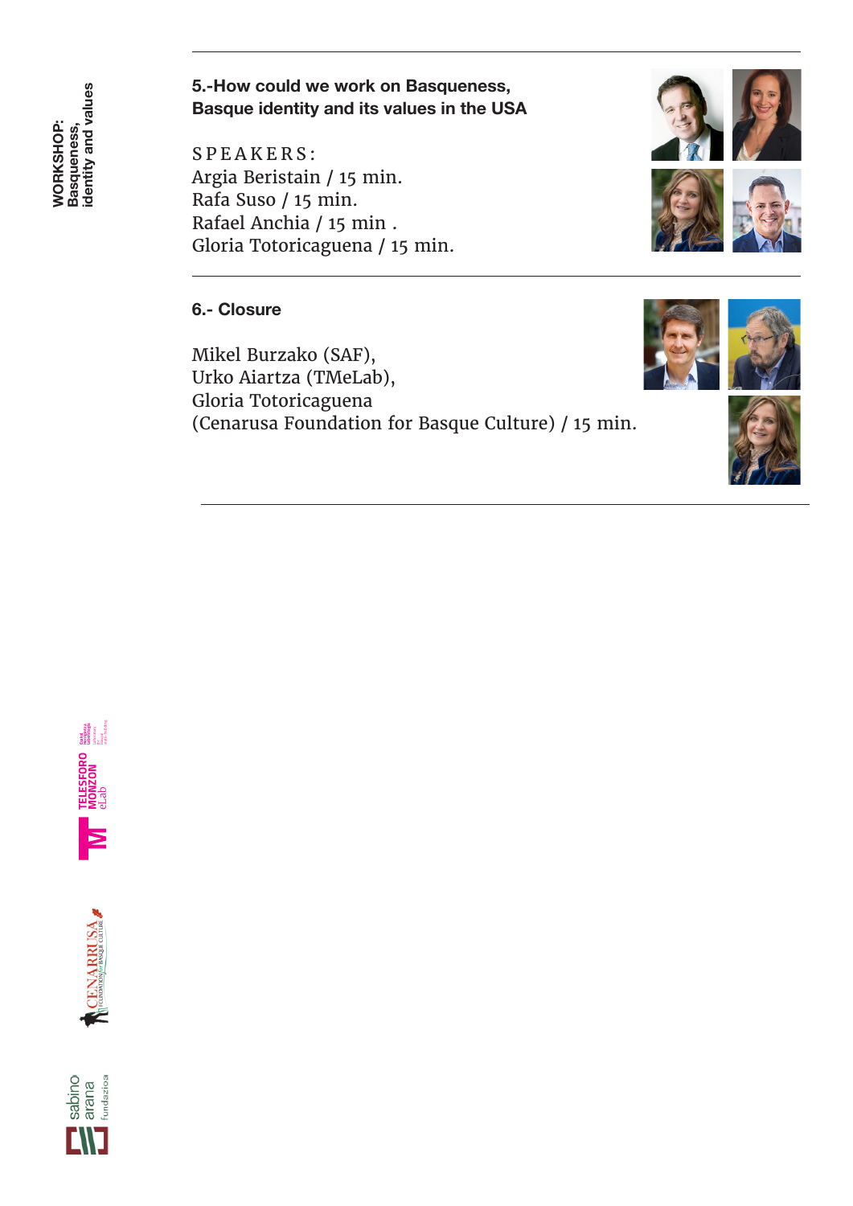### 5.-How could we work on Basqueness, Basque identity and its values in the USA

SPEAKERS:
Argia Beristain / 15 min.
Rafa Suso / 15 min.
Rafael Anchia / 15 min .
Gloria Totoricaguena / 15 min.

### 6.- Closure

Mikel Burzako (SAF),
Urko Aiartza (TMeLab),
Gloria Totoricaguena
(Cenarusa Foundation for Basque Culture) / 15 min.